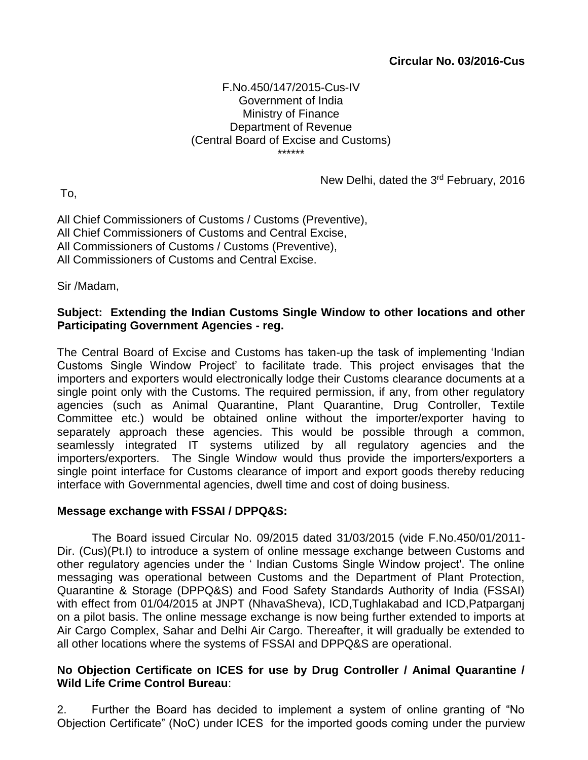**Circular No. 03/2016-Cus**

F.No.450/147/2015-Cus-IV
Government of India
Ministry of Finance
Department of Revenue
(Central Board of Excise and Customs)
\*\*\*\*\*\*

New Delhi, dated the 3rd February, 2016

To,

All Chief Commissioners of Customs / Customs (Preventive),
All Chief Commissioners of Customs and Central Excise,
All Commissioners of Customs / Customs (Preventive),
All Commissioners of Customs and Central Excise.

Sir /Madam,

**Subject: Extending the Indian Customs Single Window to other locations and other Participating Government Agencies - reg.**

The Central Board of Excise and Customs has taken-up the task of implementing 'Indian Customs Single Window Project' to facilitate trade. This project envisages that the importers and exporters would electronically lodge their Customs clearance documents at a single point only with the Customs. The required permission, if any, from other regulatory agencies (such as Animal Quarantine, Plant Quarantine, Drug Controller, Textile Committee etc.) would be obtained online without the importer/exporter having to separately approach these agencies. This would be possible through a common, seamlessly integrated IT systems utilized by all regulatory agencies and the importers/exporters. The Single Window would thus provide the importers/exporters a single point interface for Customs clearance of import and export goods thereby reducing interface with Governmental agencies, dwell time and cost of doing business.

**Message exchange with FSSAI / DPPQ&S:**

The Board issued Circular No. 09/2015 dated 31/03/2015 (vide F.No.450/01/2011-Dir. (Cus)(Pt.I) to introduce a system of online message exchange between Customs and other regulatory agencies under the ' Indian Customs Single Window project'. The online messaging was operational between Customs and the Department of Plant Protection, Quarantine & Storage (DPPQ&S) and Food Safety Standards Authority of India (FSSAI) with effect from 01/04/2015 at JNPT (NhavaSheva), ICD,Tughlakabad and ICD,Patparganj on a pilot basis. The online message exchange is now being further extended to imports at Air Cargo Complex, Sahar and Delhi Air Cargo. Thereafter, it will gradually be extended to all other locations where the systems of FSSAI and DPPQ&S are operational.

**No Objection Certificate on ICES for use by Drug Controller / Animal Quarantine / Wild Life Crime Control Bureau**:

2. Further the Board has decided to implement a system of online granting of "No Objection Certificate" (NoC) under ICES for the imported goods coming under the purview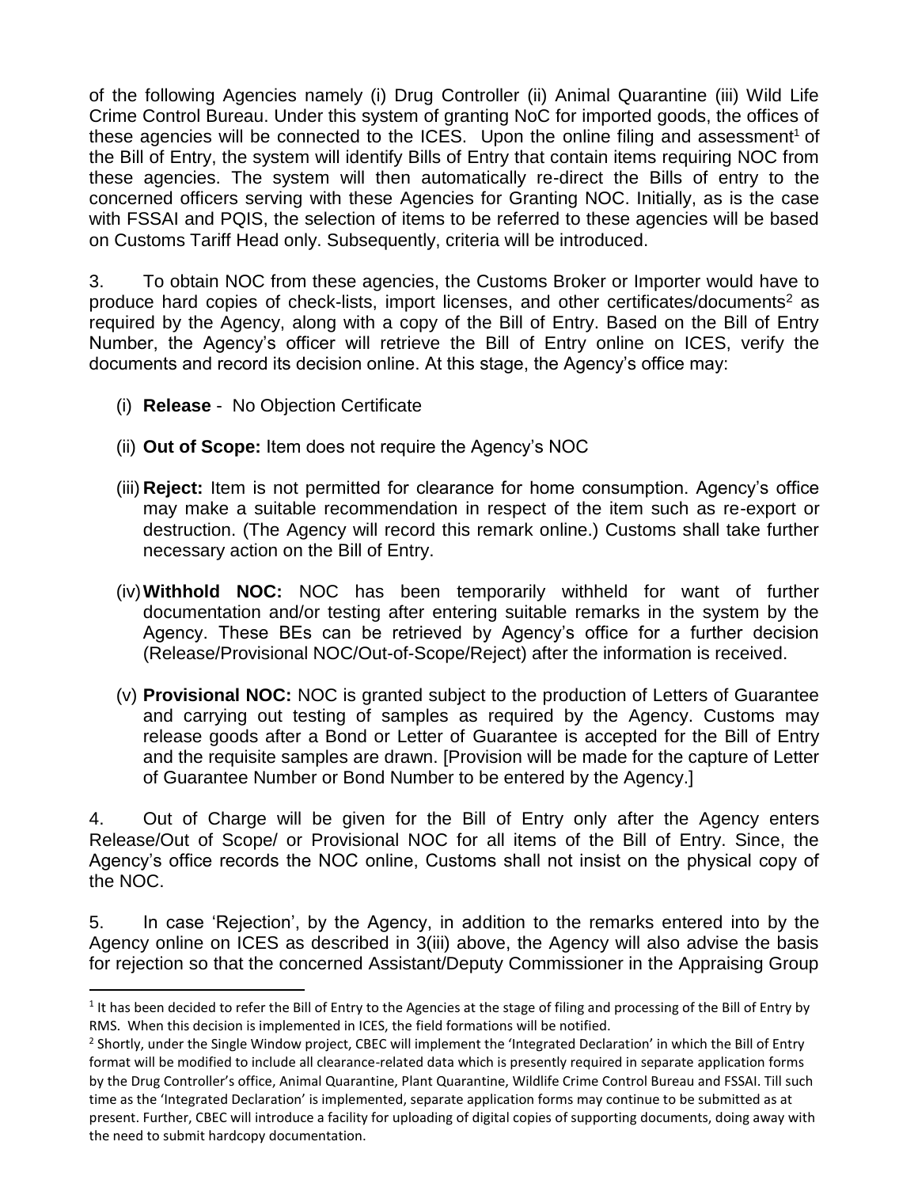of the following Agencies namely (i) Drug Controller (ii) Animal Quarantine (iii) Wild Life Crime Control Bureau. Under this system of granting NoC for imported goods, the offices of these agencies will be connected to the ICES. Upon the online filing and assessment[1] of the Bill of Entry, the system will identify Bills of Entry that contain items requiring NOC from these agencies. The system will then automatically re-direct the Bills of entry to the concerned officers serving with these Agencies for Granting NOC. Initially, as is the case with FSSAI and PQIS, the selection of items to be referred to these agencies will be based on Customs Tariff Head only. Subsequently, criteria will be introduced.

3. To obtain NOC from these agencies, the Customs Broker or Importer would have to produce hard copies of check-lists, import licenses, and other certificates/documents[2] as required by the Agency, along with a copy of the Bill of Entry. Based on the Bill of Entry Number, the Agency's officer will retrieve the Bill of Entry online on ICES, verify the documents and record its decision online. At this stage, the Agency's office may:

(i) **Release** - No Objection Certificate

(ii) **Out of Scope:** Item does not require the Agency's NOC

(iii) **Reject:** Item is not permitted for clearance for home consumption. Agency's office may make a suitable recommendation in respect of the item such as re-export or destruction. (The Agency will record this remark online.) Customs shall take further necessary action on the Bill of Entry.

(iv) **Withhold NOC:** NOC has been temporarily withheld for want of further documentation and/or testing after entering suitable remarks in the system by the Agency. These BEs can be retrieved by Agency's office for a further decision (Release/Provisional NOC/Out-of-Scope/Reject) after the information is received.

(v) **Provisional NOC:** NOC is granted subject to the production of Letters of Guarantee and carrying out testing of samples as required by the Agency. Customs may release goods after a Bond or Letter of Guarantee is accepted for the Bill of Entry and the requisite samples are drawn. [Provision will be made for the capture of Letter of Guarantee Number or Bond Number to be entered by the Agency.]

4. Out of Charge will be given for the Bill of Entry only after the Agency enters Release/Out of Scope/ or Provisional NOC for all items of the Bill of Entry. Since, the Agency's office records the NOC online, Customs shall not insist on the physical copy of the NOC.

5. In case 'Rejection', by the Agency, in addition to the remarks entered into by the Agency online on ICES as described in 3(iii) above, the Agency will also advise the basis for rejection so that the concerned Assistant/Deputy Commissioner in the Appraising Group

---

[1] It has been decided to refer the Bill of Entry to the Agencies at the stage of filing and processing of the Bill of Entry by RMS. When this decision is implemented in ICES, the field formations will be notified.

[2] Shortly, under the Single Window project, CBEC will implement the 'Integrated Declaration' in which the Bill of Entry format will be modified to include all clearance-related data which is presently required in separate application forms by the Drug Controller's office, Animal Quarantine, Plant Quarantine, Wildlife Crime Control Bureau and FSSAI. Till such time as the 'Integrated Declaration' is implemented, separate application forms may continue to be submitted as at present. Further, CBEC will introduce a facility for uploading of digital copies of supporting documents, doing away with the need to submit hardcopy documentation.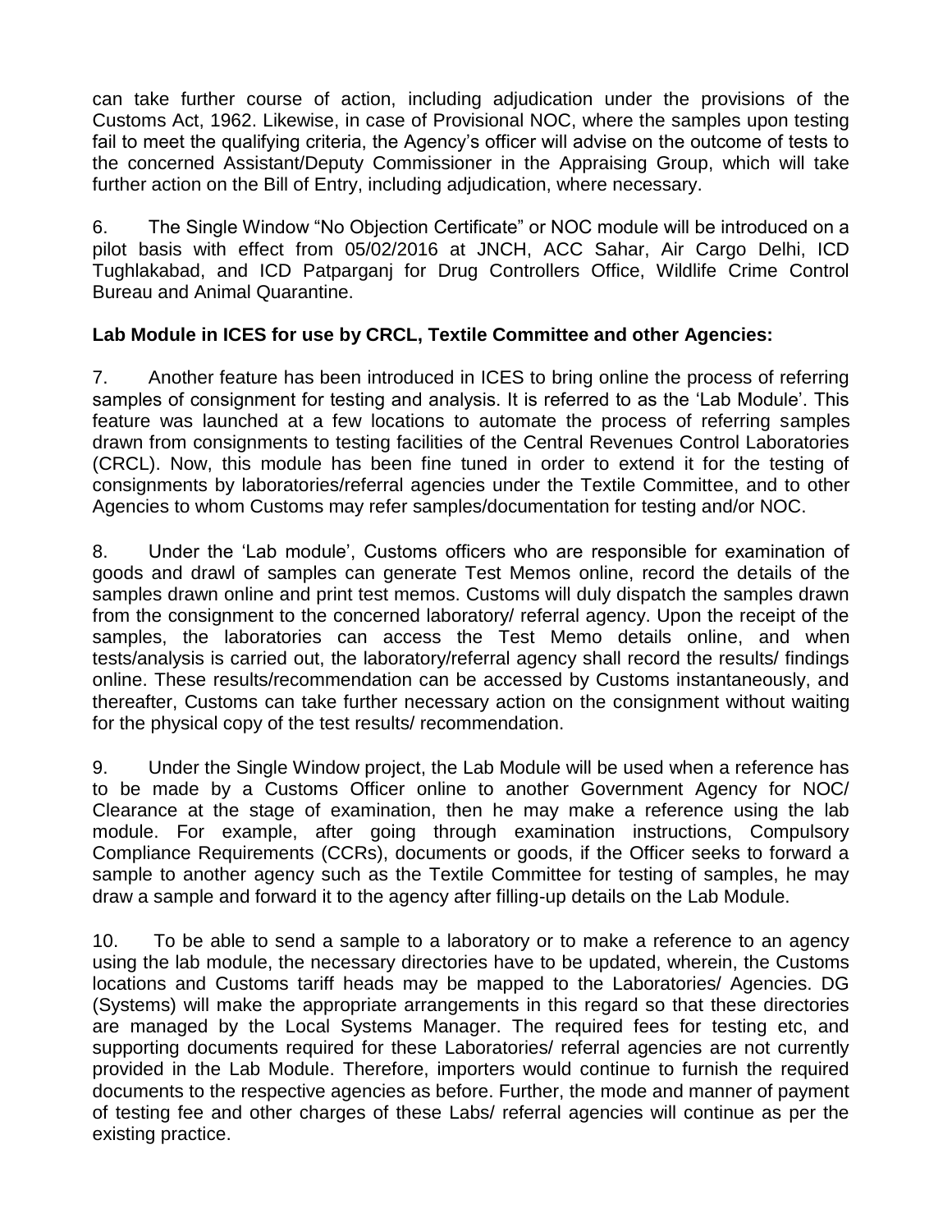can take further course of action, including adjudication under the provisions of the Customs Act, 1962. Likewise, in case of Provisional NOC, where the samples upon testing fail to meet the qualifying criteria, the Agency's officer will advise on the outcome of tests to the concerned Assistant/Deputy Commissioner in the Appraising Group, which will take further action on the Bill of Entry, including adjudication, where necessary.

6. The Single Window "No Objection Certificate" or NOC module will be introduced on a pilot basis with effect from 05/02/2016 at JNCH, ACC Sahar, Air Cargo Delhi, ICD Tughlakabad, and ICD Patparganj for Drug Controllers Office, Wildlife Crime Control Bureau and Animal Quarantine.

**Lab Module in ICES for use by CRCL, Textile Committee and other Agencies:**

7. Another feature has been introduced in ICES to bring online the process of referring samples of consignment for testing and analysis. It is referred to as the 'Lab Module'. This feature was launched at a few locations to automate the process of referring samples drawn from consignments to testing facilities of the Central Revenues Control Laboratories (CRCL). Now, this module has been fine tuned in order to extend it for the testing of consignments by laboratories/referral agencies under the Textile Committee, and to other Agencies to whom Customs may refer samples/documentation for testing and/or NOC.

8. Under the 'Lab module', Customs officers who are responsible for examination of goods and drawl of samples can generate Test Memos online, record the details of the samples drawn online and print test memos. Customs will duly dispatch the samples drawn from the consignment to the concerned laboratory/ referral agency. Upon the receipt of the samples, the laboratories can access the Test Memo details online, and when tests/analysis is carried out, the laboratory/referral agency shall record the results/ findings online. These results/recommendation can be accessed by Customs instantaneously, and thereafter, Customs can take further necessary action on the consignment without waiting for the physical copy of the test results/ recommendation.

9. Under the Single Window project, the Lab Module will be used when a reference has to be made by a Customs Officer online to another Government Agency for NOC/ Clearance at the stage of examination, then he may make a reference using the lab module. For example, after going through examination instructions, Compulsory Compliance Requirements (CCRs), documents or goods, if the Officer seeks to forward a sample to another agency such as the Textile Committee for testing of samples, he may draw a sample and forward it to the agency after filling-up details on the Lab Module.

10. To be able to send a sample to a laboratory or to make a reference to an agency using the lab module, the necessary directories have to be updated, wherein, the Customs locations and Customs tariff heads may be mapped to the Laboratories/ Agencies. DG (Systems) will make the appropriate arrangements in this regard so that these directories are managed by the Local Systems Manager. The required fees for testing etc, and supporting documents required for these Laboratories/ referral agencies are not currently provided in the Lab Module. Therefore, importers would continue to furnish the required documents to the respective agencies as before. Further, the mode and manner of payment of testing fee and other charges of these Labs/ referral agencies will continue as per the existing practice.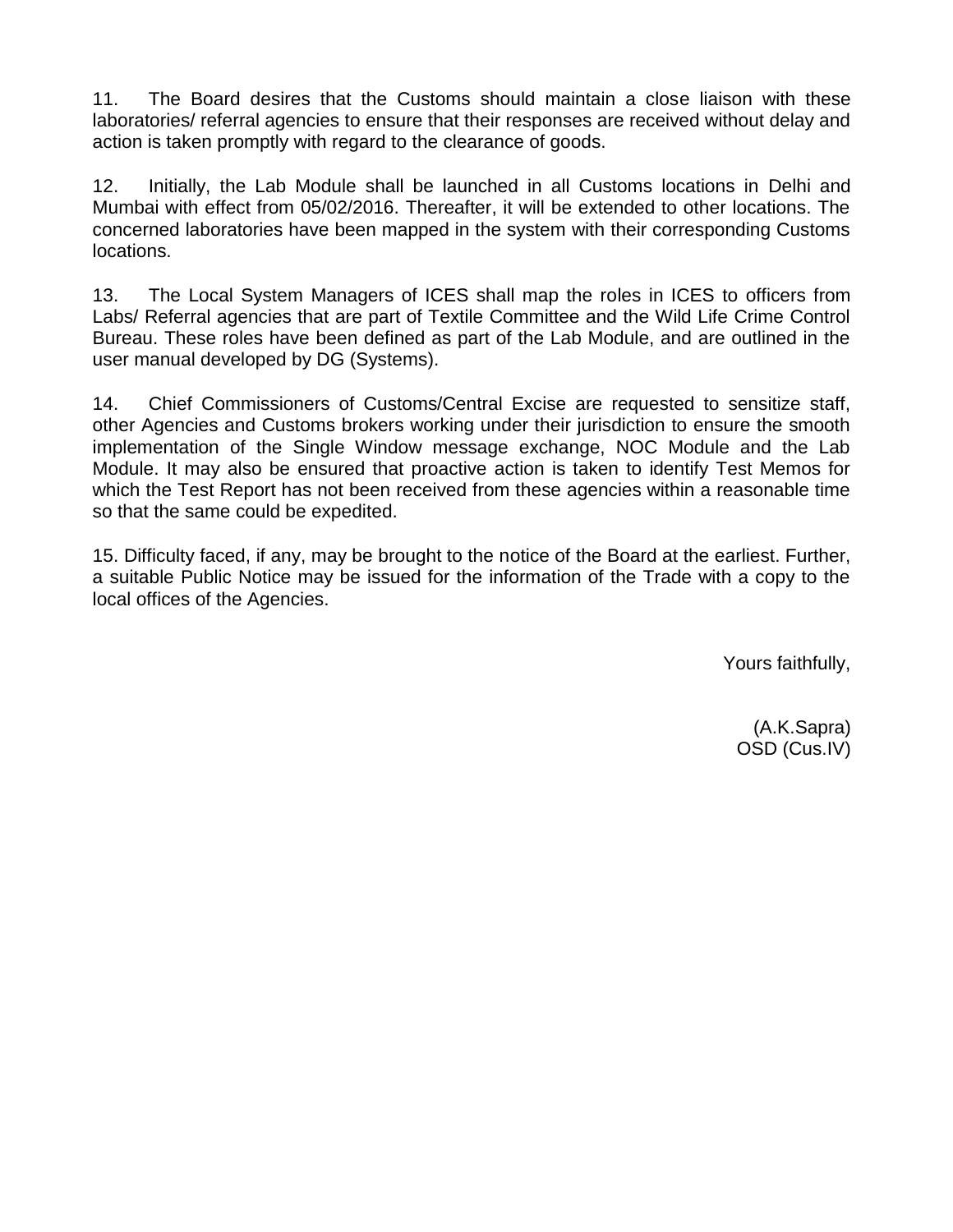11. The Board desires that the Customs should maintain a close liaison with these laboratories/ referral agencies to ensure that their responses are received without delay and action is taken promptly with regard to the clearance of goods.

12. Initially, the Lab Module shall be launched in all Customs locations in Delhi and Mumbai with effect from 05/02/2016. Thereafter, it will be extended to other locations. The concerned laboratories have been mapped in the system with their corresponding Customs locations.

13. The Local System Managers of ICES shall map the roles in ICES to officers from Labs/ Referral agencies that are part of Textile Committee and the Wild Life Crime Control Bureau. These roles have been defined as part of the Lab Module, and are outlined in the user manual developed by DG (Systems).

14. Chief Commissioners of Customs/Central Excise are requested to sensitize staff, other Agencies and Customs brokers working under their jurisdiction to ensure the smooth implementation of the Single Window message exchange, NOC Module and the Lab Module. It may also be ensured that proactive action is taken to identify Test Memos for which the Test Report has not been received from these agencies within a reasonable time so that the same could be expedited.

15. Difficulty faced, if any, may be brought to the notice of the Board at the earliest. Further, a suitable Public Notice may be issued for the information of the Trade with a copy to the local offices of the Agencies.

Yours faithfully,

(A.K.Sapra)
OSD (Cus.IV)